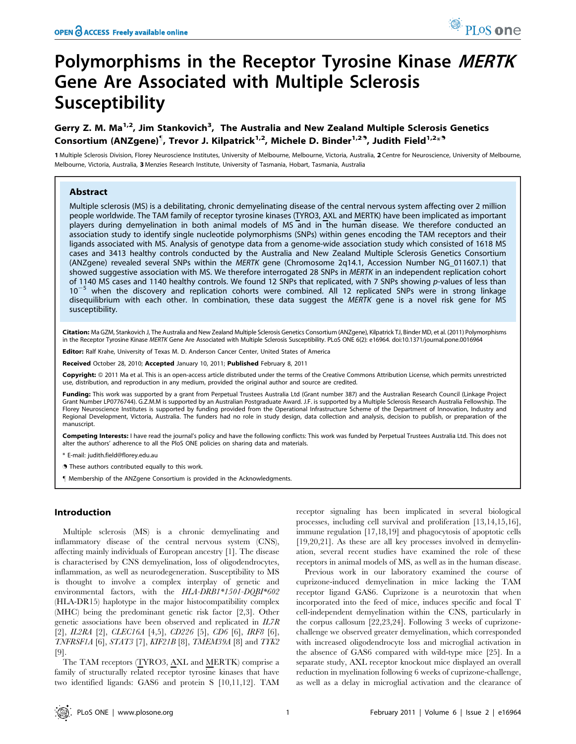# Polymorphisms in the Receptor Tyrosine Kinase *MERTK* Gene Are Associated with Multiple Sclerosis Susceptibility

**Gerry Z. M. Ma[1,2], Jim Stankovich[3], The Australia and New Zealand Multiple Sclerosis Genetics Consortium (ANZgene)[¶], Trevor J. Kilpatrick[1,2], Michele D. Binder[1,2❡], Judith Field[1,2*❡]**

1 Multiple Sclerosis Division, Florey Neuroscience Institutes, University of Melbourne, Melbourne, Victoria, Australia, 2 Centre for Neuroscience, University of Melbourne, Melbourne, Victoria, Australia, 3 Menzies Research Institute, University of Tasmania, Hobart, Tasmania, Australia

## Abstract

Multiple sclerosis (MS) is a debilitating, chronic demyelinating disease of the central nervous system affecting over 2 million people worldwide. The TAM family of receptor tyrosine kinases (TYRO3, AXL and MERTK) have been implicated as important players during demyelination in both animal models of MS and in the human disease. We therefore conducted an association study to identify single nucleotide polymorphisms (SNPs) within genes encoding the TAM receptors and their ligands associated with MS. Analysis of genotype data from a genome-wide association study which consisted of 1618 MS cases and 3413 healthy controls conducted by the Australia and New Zealand Multiple Sclerosis Genetics Consortium (ANZgene) revealed several SNPs within the *MERTK* gene (Chromosome 2q14.1, Accession Number NG_011607.1) that showed suggestive association with MS. We therefore interrogated 28 SNPs in *MERTK* in an independent replication cohort of 1140 MS cases and 1140 healthy controls. We found 12 SNPs that replicated, with 7 SNPs showing *p*-values of less than $10^{-5}$ when the discovery and replication cohorts were combined. All 12 replicated SNPs were in strong linkage disequilibrium with each other. In combination, these data suggest the *MERTK* gene is a novel risk gene for MS susceptibility.

**Citation:** Ma GZM, Stankovich J, The Australia and New Zealand Multiple Sclerosis Genetics Consortium (ANZgene), Kilpatrick TJ, Binder MD, et al. (2011) Polymorphisms in the Receptor Tyrosine Kinase *MERTK* Gene Are Associated with Multiple Sclerosis Susceptibility. PLoS ONE 6(2): e16964. doi:10.1371/journal.pone.0016964

**Editor:** Ralf Krahe, University of Texas M. D. Anderson Cancer Center, United States of America

**Received** October 28, 2010; **Accepted** January 10, 2011; **Published** February 8, 2011

**Copyright:** © 2011 Ma et al. This is an open-access article distributed under the terms of the Creative Commons Attribution License, which permits unrestricted use, distribution, and reproduction in any medium, provided the original author and source are credited.

**Funding:** This work was supported by a grant from Perpetual Trustees Australia Ltd (Grant number 387) and the Australian Research Council (Linkage Project Grant Number LP0776744). G.Z.M.M is supported by an Australian Postgraduate Award. J.F. is supported by a Multiple Sclerosis Research Australia Fellowship. The Florey Neuroscience Institutes is supported by funding provided from the Operational Infrastructure Scheme of the Department of Innovation, Industry and Regional Development, Victoria, Australia. The funders had no role in study design, data collection and analysis, decision to publish, or preparation of the manuscript.

**Competing Interests:** I have read the journal's policy and have the following conflicts: This work was funded by Perpetual Trustees Australia Ltd. This does not alter the authors' adherence to all the PloS ONE policies on sharing data and materials.

\* E-mail: judith.field@florey.edu.au

❡ These authors contributed equally to this work.

¶ Membership of the ANZgene Consortium is provided in the Acknowledgments.

## Introduction

Multiple sclerosis (MS) is a chronic demyelinating and inflammatory disease of the central nervous system (CNS), affecting mainly individuals of European ancestry [1]. The disease is characterised by CNS demyelination, loss of oligodendrocytes, inflammation, as well as neurodegeneration. Susceptibility to MS is thought to involve a complex interplay of genetic and environmental factors, with the *HLA-DRB1\*1501-DQBI\*602* (HLA-DR15) haplotype in the major histocompatibility complex (MHC) being the predominant genetic risk factor [2,3]. Other genetic associations have been observed and replicated in *IL7R* [2], *IL2RA* [2], *CLEC16A* [4,5], *CD226* [5], *CD6* [6], *IRF8* [6], *TNFRSF1A* [6], *STAT3* [7], *KIF21B* [8], *TMEM39A* [8] and *TYK2* [9].

The TAM receptors (TYRO3, AXL and MERTK) comprise a family of structurally related receptor tyrosine kinases that have two identified ligands: GAS6 and protein S [10,11,12]. TAM receptor signaling has been implicated in several biological processes, including cell survival and proliferation [13,14,15,16], immune regulation [17,18,19] and phagocytosis of apoptotic cells [19,20,21]. As these are all key processes involved in demyelination, several recent studies have examined the role of these receptors in animal models of MS, as well as in the human disease.

Previous work in our laboratory examined the course of cuprizone-induced demyelination in mice lacking the TAM receptor ligand GAS6. Cuprizone is a neurotoxin that when incorporated into the feed of mice, induces specific and focal T cell-independent demyelination within the CNS, particularly in the corpus callosum [22,23,24]. Following 3 weeks of cuprizone-challenge we observed greater demyelination, which corresponded with increased oligodendrocyte loss and microglial activation in the absence of GAS6 compared with wild-type mice [25]. In a separate study, AXL receptor knockout mice displayed an overall reduction in myelination following 6 weeks of cuprizone-challenge, as well as a delay in microglial activation and the clearance of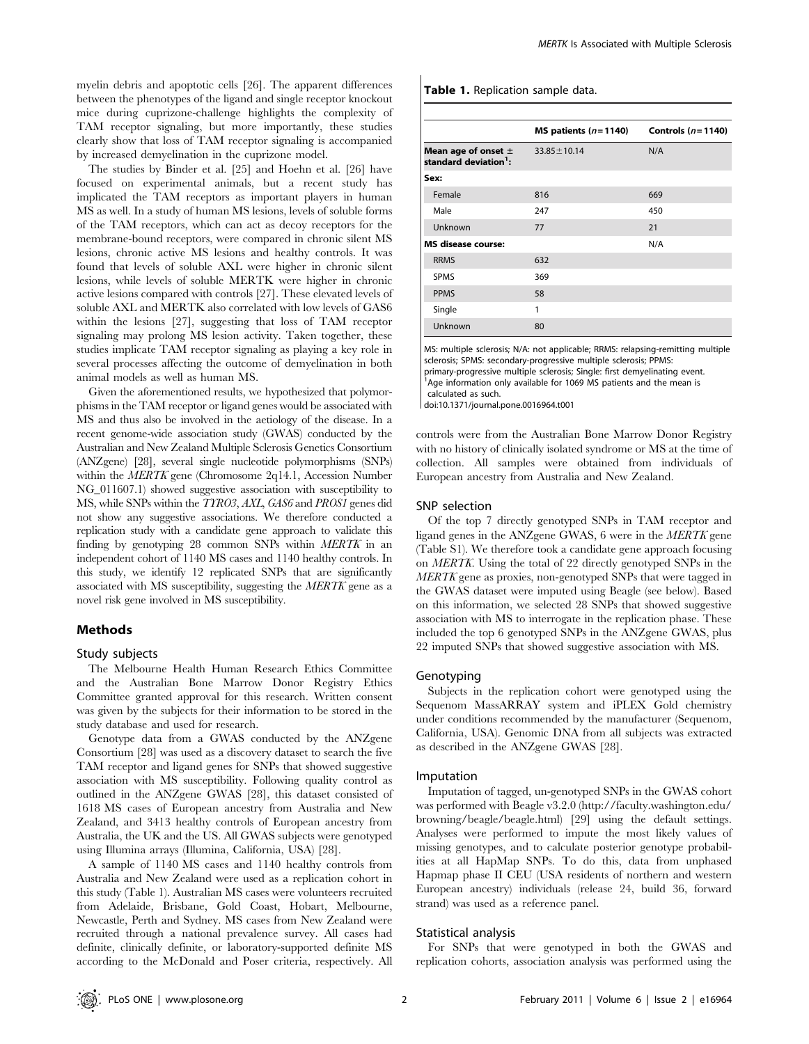myelin debris and apoptotic cells [26]. The apparent differences between the phenotypes of the ligand and single receptor knockout mice during cuprizone-challenge highlights the complexity of TAM receptor signaling, but more importantly, these studies clearly show that loss of TAM receptor signaling is accompanied by increased demyelination in the cuprizone model.

The studies by Binder et al. [25] and Hoehn et al. [26] have focused on experimental animals, but a recent study has implicated the TAM receptors as important players in human MS as well. In a study of human MS lesions, levels of soluble forms of the TAM receptors, which can act as decoy receptors for the membrane-bound receptors, were compared in chronic silent MS lesions, chronic active MS lesions and healthy controls. It was found that levels of soluble AXL were higher in chronic silent lesions, while levels of soluble MERTK were higher in chronic active lesions compared with controls [27]. These elevated levels of soluble AXL and MERTK also correlated with low levels of GAS6 within the lesions [27], suggesting that loss of TAM receptor signaling may prolong MS lesion activity. Taken together, these studies implicate TAM receptor signaling as playing a key role in several processes affecting the outcome of demyelination in both animal models as well as human MS.

Given the aforementioned results, we hypothesized that polymorphisms in the TAM receptor or ligand genes would be associated with MS and thus also be involved in the aetiology of the disease. In a recent genome-wide association study (GWAS) conducted by the Australian and New Zealand Multiple Sclerosis Genetics Consortium (ANZgene) [28], several single nucleotide polymorphisms (SNPs) within the *MERTK* gene (Chromosome 2q14.1, Accession Number NG_011607.1) showed suggestive association with susceptibility to MS, while SNPs within the *TYRO3*, *AXL*, *GAS6* and *PROS1* genes did not show any suggestive associations. We therefore conducted a replication study with a candidate gene approach to validate this finding by genotyping 28 common SNPs within *MERTK* in an independent cohort of 1140 MS cases and 1140 healthy controls. In this study, we identify 12 replicated SNPs that are significantly associated with MS susceptibility, suggesting the *MERTK* gene as a novel risk gene involved in MS susceptibility.

## Methods

### Study subjects

The Melbourne Health Human Research Ethics Committee and the Australian Bone Marrow Donor Registry Ethics Committee granted approval for this research. Written consent was given by the subjects for their information to be stored in the study database and used for research.

Genotype data from a GWAS conducted by the ANZgene Consortium [28] was used as a discovery dataset to search the five TAM receptor and ligand genes for SNPs that showed suggestive association with MS susceptibility. Following quality control as outlined in the ANZgene GWAS [28], this dataset consisted of 1618 MS cases of European ancestry from Australia and New Zealand, and 3413 healthy controls of European ancestry from Australia, the UK and the US. All GWAS subjects were genotyped using Illumina arrays (Illumina, California, USA) [28].

A sample of 1140 MS cases and 1140 healthy controls from Australia and New Zealand were used as a replication cohort in this study (Table 1). Australian MS cases were volunteers recruited from Adelaide, Brisbane, Gold Coast, Hobart, Melbourne, Newcastle, Perth and Sydney. MS cases from New Zealand were recruited through a national prevalence survey. All cases had definite, clinically definite, or laboratory-supported definite MS according to the McDonald and Poser criteria, respectively. All controls were from the Australian Bone Marrow Donor Registry with no history of clinically isolated syndrome or MS at the time of collection. All samples were obtained from individuals of European ancestry from Australia and New Zealand.

**Table 1.** Replication sample data.

| | MS patients ($n = 1140$) | Controls ($n = 1140$) |
|---|---|---|
| **Mean age of onset ± standard deviation[1]:** | 33.85±10.14 | N/A |
| **Sex:** | | |
| Female | 816 | 669 |
| Male | 247 | 450 |
| Unknown | 77 | 21 |
| **MS disease course:** | | N/A |
| RRMS | 632 | |
| SPMS | 369 | |
| PPMS | 58 | |
| Single | 1 | |
| Unknown | 80 | |

MS: multiple sclerosis; N/A: not applicable; RRMS: relapsing-remitting multiple sclerosis; SPMS: secondary-progressive multiple sclerosis; PPMS: primary-progressive multiple sclerosis; Single: first demyelinating event.
[1]Age information only available for 1069 MS patients and the mean is calculated as such.
doi:10.1371/journal.pone.0016964.t001

### SNP selection

Of the top 7 directly genotyped SNPs in TAM receptor and ligand genes in the ANZgene GWAS, 6 were in the *MERTK* gene (Table S1). We therefore took a candidate gene approach focusing on *MERTK*. Using the total of 22 directly genotyped SNPs in the *MERTK* gene as proxies, non-genotyped SNPs that were tagged in the GWAS dataset were imputed using Beagle (see below). Based on this information, we selected 28 SNPs that showed suggestive association with MS to interrogate in the replication phase. These included the top 6 genotyped SNPs in the ANZgene GWAS, plus 22 imputed SNPs that showed suggestive association with MS.

### Genotyping

Subjects in the replication cohort were genotyped using the Sequenom MassARRAY system and iPLEX Gold chemistry under conditions recommended by the manufacturer (Sequenom, California, USA). Genomic DNA from all subjects was extracted as described in the ANZgene GWAS [28].

### Imputation

Imputation of tagged, un-genotyped SNPs in the GWAS cohort was performed with Beagle v3.2.0 (http://faculty.washington.edu/browning/beagle/beagle.html) [29] using the default settings. Analyses were performed to impute the most likely values of missing genotypes, and to calculate posterior genotype probabilities at all HapMap SNPs. To do this, data from unphased Hapmap phase II CEU (USA residents of northern and western European ancestry) individuals (release 24, build 36, forward strand) was used as a reference panel.

### Statistical analysis

For SNPs that were genotyped in both the GWAS and replication cohorts, association analysis was performed using the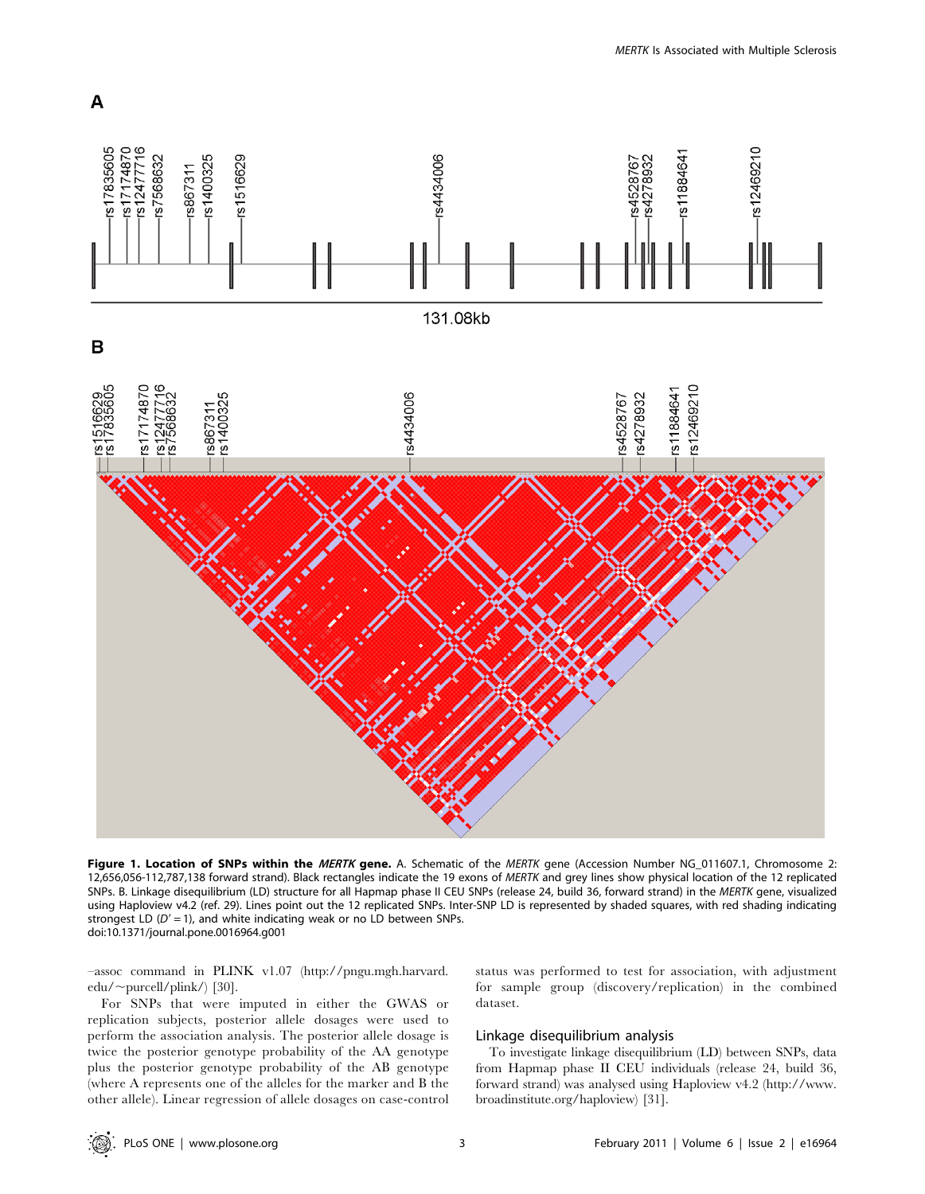**Figure 1. Location of SNPs within the *MERTK* gene.** A. Schematic of the *MERTK* gene (Accession Number NG_011607.1, Chromosome 2: 12,656,056-112,787,138 forward strand). Black rectangles indicate the 19 exons of *MERTK* and grey lines show physical location of the 12 replicated SNPs. B. Linkage disequilibrium (LD) structure for all Hapmap phase II CEU SNPs (release 24, build 36, forward strand) in the *MERTK* gene, visualized using Haploview v4.2 (ref. 29). Lines point out the 12 replicated SNPs. Inter-SNP LD is represented by shaded squares, with red shading indicating strongest LD ($D' = 1$), and white indicating weak or no LD between SNPs.
doi:10.1371/journal.pone.0016964.g001

–assoc command in PLINK v1.07 (http://pngu.mgh.harvard.edu/~purcell/plink/) [30].

For SNPs that were imputed in either the GWAS or replication subjects, posterior allele dosages were used to perform the association analysis. The posterior allele dosage is twice the posterior genotype probability of the AA genotype plus the posterior genotype probability of the AB genotype (where A represents one of the alleles for the marker and B the other allele). Linear regression of allele dosages on case-control status was performed to test for association, with adjustment for sample group (discovery/replication) in the combined dataset.

## Linkage disequilibrium analysis

To investigate linkage disequilibrium (LD) between SNPs, data from Hapmap phase II CEU individuals (release 24, build 36, forward strand) was analysed using Haploview v4.2 (http://www.broadinstitute.org/haploview) [31].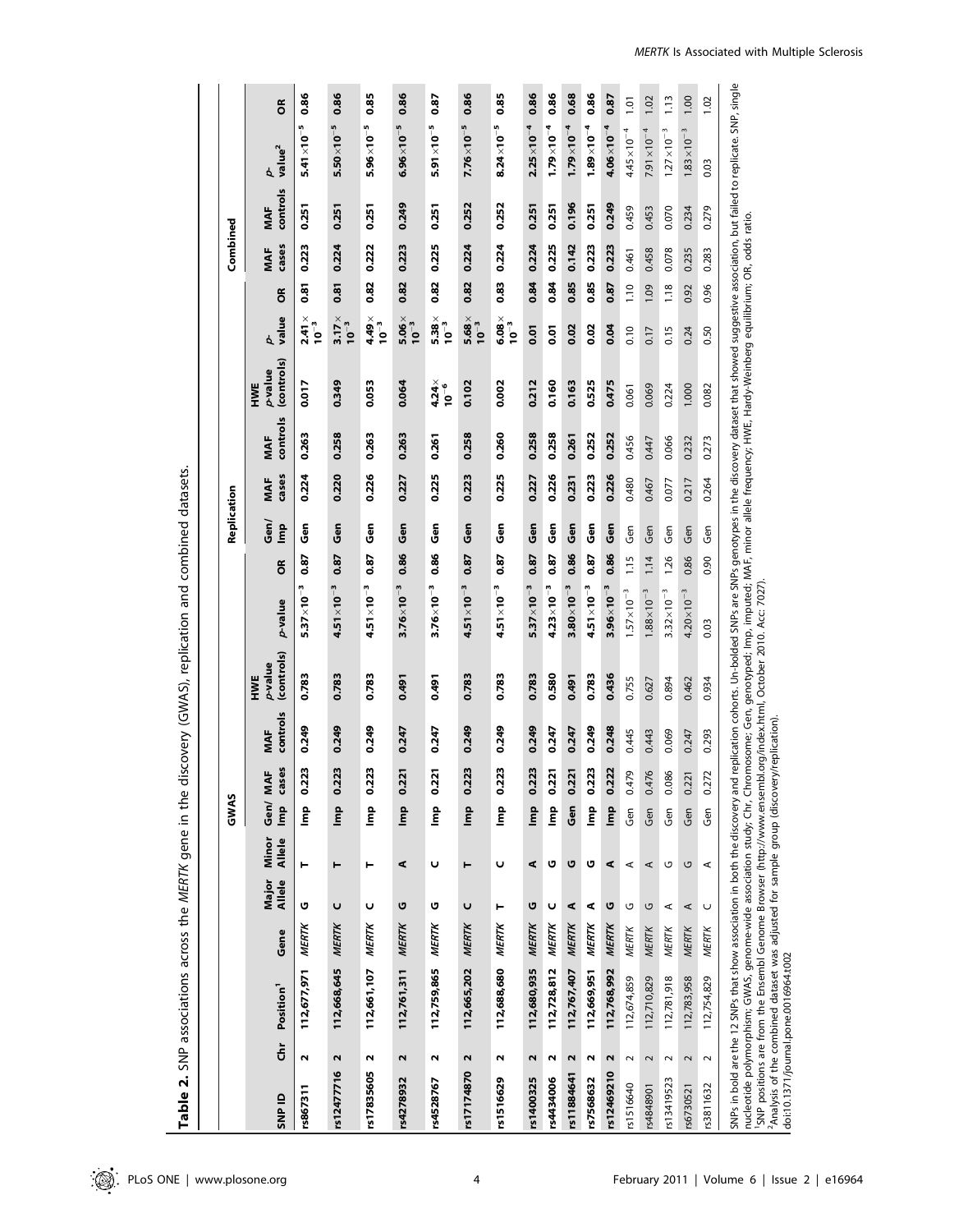**Table 2.** SNP associations across the *MERTK* gene in the discovery (GWAS), replication and combined datasets.

| | | | | | | GWAS | | | | | | Replication | | | | | | Combined | | | | |
|---|---|---|---|---|---|---|---|---|---|---|---|---|---|---|---|---|---|---|---|---|---|---|
| SNP ID | Chr | Position[1] | Gene | Major Allele | Minor Allele | Gen/Imp | MAF cases | MAF controls | HWE p-value (controls) | p-value | OR | Gen/Imp | MAF cases | MAF controls | HWE p-value (controls) | p-value | OR | MAF cases | MAF controls | p-value[2] | OR |
| **rs867311** | **2** | **112,677,971** | ***MERTK*** | **G** | **T** | **Imp** | **0.223** | **0.249** | **0.783** | **$5.37\times10^{-3}$** | **0.87** | **Gen** | **0.224** | **0.263** | **0.017** | **$2.41\times10^{-3}$** | **0.81** | **0.223** | **0.251** | **$5.41\times10^{-5}$** | **0.86** |
| **rs12477716** | **2** | **112,668,645** | ***MERTK*** | **C** | **T** | **Imp** | **0.223** | **0.249** | **0.783** | **$4.51\times10^{-3}$** | **0.87** | **Gen** | **0.220** | **0.258** | **0.349** | **$3.17\times10^{-3}$** | **0.81** | **0.224** | **0.251** | **$5.50\times10^{-5}$** | **0.86** |
| **rs17835605** | **2** | **112,661,107** | ***MERTK*** | **C** | **T** | **Imp** | **0.223** | **0.249** | **0.783** | **$4.51\times10^{-3}$** | **0.87** | **Gen** | **0.226** | **0.263** | **0.053** | **$4.49\times10^{-3}$** | **0.82** | **0.222** | **0.251** | **$5.96\times10^{-5}$** | **0.85** |
| **rs4278932** | **2** | **112,761,311** | ***MERTK*** | **G** | **A** | **Imp** | **0.221** | **0.247** | **0.491** | **$3.76\times10^{-3}$** | **0.86** | **Gen** | **0.227** | **0.263** | **0.064** | **$5.06\times10^{-3}$** | **0.82** | **0.223** | **0.249** | **$6.96\times10^{-5}$** | **0.86** |
| **rs4528767** | **2** | **112,759,865** | ***MERTK*** | **G** | **C** | **Imp** | **0.221** | **0.247** | **0.491** | **$3.76\times10^{-3}$** | **0.86** | **Gen** | **0.225** | **0.261** | **$4.24\times10^{-6}$** | **$5.38\times10^{-3}$** | **0.82** | **0.225** | **0.251** | **$5.91\times10^{-5}$** | **0.87** |
| **rs17174870** | **2** | **112,665,202** | ***MERTK*** | **C** | **T** | **Imp** | **0.223** | **0.249** | **0.783** | **$4.51\times10^{-3}$** | **0.87** | **Gen** | **0.223** | **0.258** | **0.102** | **$5.68\times10^{-3}$** | **0.82** | **0.224** | **0.252** | **$7.76\times10^{-5}$** | **0.86** |
| **rs1516629** | **2** | **112,688,680** | ***MERTK*** | **T** | **C** | **Imp** | **0.223** | **0.249** | **0.783** | **$4.51\times10^{-3}$** | **0.87** | **Gen** | **0.225** | **0.260** | **0.002** | **$6.08\times10^{-3}$** | **0.83** | **0.224** | **0.252** | **$8.24\times10^{-5}$** | **0.85** |
| **rs1400325** | **2** | **112,680,935** | ***MERTK*** | **G** | **A** | **Imp** | **0.223** | **0.249** | **0.783** | **$5.37\times10^{-3}$** | **0.87** | **Gen** | **0.227** | **0.258** | **0.212** | **0.01** | **0.84** | **0.224** | **0.251** | **$2.25\times10^{-4}$** | **0.86** |
| **rs4434006** | **2** | **112,728,812** | ***MERTK*** | **C** | **G** | **Imp** | **0.221** | **0.247** | **0.580** | **$4.23\times10^{-3}$** | **0.87** | **Gen** | **0.226** | **0.258** | **0.160** | **0.01** | **0.84** | **0.225** | **0.251** | **$1.79\times10^{-4}$** | **0.86** |
| **rs11884641** | **2** | **112,767,407** | ***MERTK*** | **A** | **G** | **Gen** | **0.221** | **0.247** | **0.491** | **$3.80\times10^{-3}$** | **0.86** | **Gen** | **0.231** | **0.261** | **0.163** | **0.02** | **0.85** | **0.142** | **0.196** | **$1.79\times10^{-4}$** | **0.68** |
| **rs7568632** | **2** | **112,669,951** | ***MERTK*** | **A** | **G** | **Imp** | **0.223** | **0.249** | **0.783** | **$4.51\times10^{-3}$** | **0.87** | **Gen** | **0.223** | **0.252** | **0.525** | **0.02** | **0.85** | **0.223** | **0.251** | **$1.89\times10^{-4}$** | **0.86** |
| **rs12469210** | **2** | **112,768,992** | ***MERTK*** | **G** | **A** | **Imp** | **0.222** | **0.248** | **0.436** | **$3.96\times10^{-3}$** | **0.86** | **Gen** | **0.226** | **0.252** | **0.475** | **0.04** | **0.87** | **0.223** | **0.249** | **$4.06\times10^{-4}$** | **0.87** |
| rs1516640 | 2 | 112,674,859 | *MERTK* | G | A | Gen | 0.479 | 0.445 | 0.755 | $1.57\times10^{-3}$ | 1.15 | Gen | 0.480 | 0.456 | 0.061 | 0.10 | 1.10 | 0.461 | 0.459 | $4.45\times10^{-4}$ | 1.01 |
| rs4848901 | 2 | 112,710,829 | *MERTK* | G | A | Gen | 0.476 | 0.443 | 0.627 | $1.88\times10^{-3}$ | 1.14 | Gen | 0.467 | 0.447 | 0.069 | 0.17 | 1.09 | 0.458 | 0.453 | $7.91\times10^{-4}$ | 1.02 |
| rs13419523 | 2 | 112,781,918 | *MERTK* | A | G | Gen | 0.086 | 0.069 | 0.894 | $3.32\times10^{-3}$ | 1.26 | Gen | 0.077 | 0.066 | 0.224 | 0.15 | 1.18 | 0.078 | 0.070 | $1.27\times10^{-3}$ | 1.13 |
| rs6730521 | 2 | 112,783,958 | *MERTK* | A | G | Gen | 0.221 | 0.247 | 0.462 | $4.20\times10^{-3}$ | 0.86 | Gen | 0.217 | 0.232 | 1.000 | 0.24 | 0.92 | 0.235 | 0.234 | $1.83\times10^{-3}$ | 1.00 |
| rs3811632 | 2 | 112,754,829 | *MERTK* | C | A | Gen | 0.272 | 0.293 | 0.934 | 0.03 | 0.90 | Gen | 0.264 | 0.273 | 0.082 | 0.50 | 0.96 | 0.283 | 0.279 | 0.03 | 1.02 |

SNPs in bold are the 12 SNPs that show association in both the discovery and replication cohorts. Un-bolded SNPs are SNPs genotypes in the discovery dataset that showed suggestive association, but failed to replicate. SNP, single nucleotide polymorphism; GWAS, genome-wide association study; Chr, Chromosome; Gen, genotyped; Imp, imputed; MAF, minor allele frequency; HWE, Hardy-Weinberg equilibrium; OR, odds ratio.

[1]SNP positions are from the Ensembl Genome Browser (http://www.ensembl.org/index.html, October 2010. Acc: 7027).

[2]Analysis of the combined dataset was adjusted for sample group (discovery/replication).

doi:10.1371/journal.pone.0016964.t002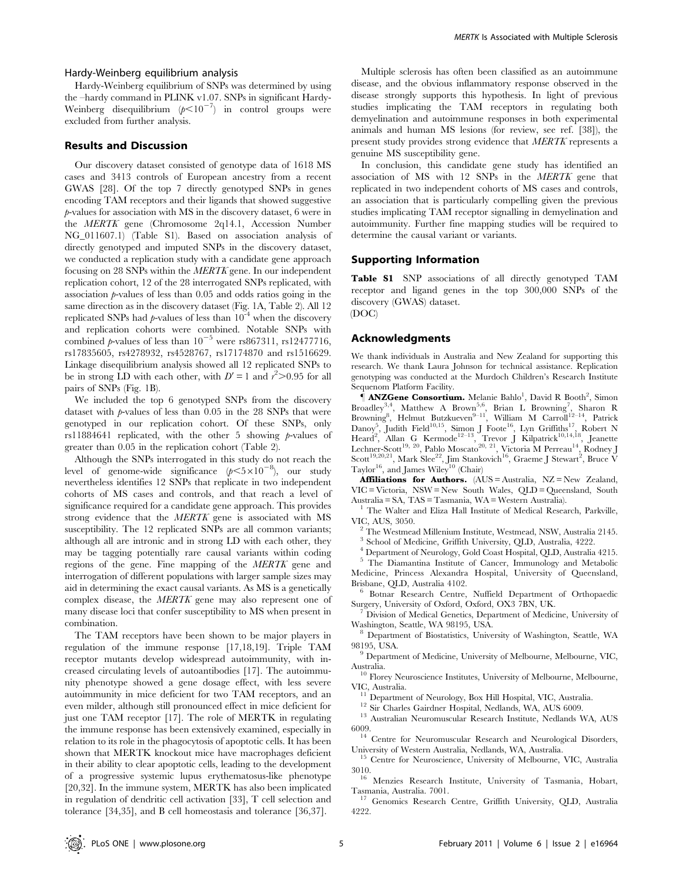### Hardy-Weinberg equilibrium analysis

Hardy-Weinberg equilibrium of SNPs was determined by using the –hardy command in PLINK v1.07. SNPs in significant Hardy-Weinberg disequilibrium ($p<10^{-7}$) in control groups were excluded from further analysis.

## Results and Discussion

Our discovery dataset consisted of genotype data of 1618 MS cases and 3413 controls of European ancestry from a recent GWAS [28]. Of the top 7 directly genotyped SNPs in genes encoding TAM receptors and their ligands that showed suggestive *p*-values for association with MS in the discovery dataset, 6 were in the *MERTK* gene (Chromosome 2q14.1, Accession Number NG_011607.1) (Table S1). Based on association analysis of directly genotyped and imputed SNPs in the discovery dataset, we conducted a replication study with a candidate gene approach focusing on 28 SNPs within the *MERTK* gene. In our independent replication cohort, 12 of the 28 interrogated SNPs replicated, with association *p*-values of less than 0.05 and odds ratios going in the same direction as in the discovery dataset (Fig. 1A, Table 2). All 12 replicated SNPs had *p*-values of less than $10^{-4}$ when the discovery and replication cohorts were combined. Notable SNPs with combined *p*-values of less than $10^{-5}$ were rs867311, rs12477716, rs17835605, rs4278932, rs4528767, rs17174870 and rs1516629. Linkage disequilibrium analysis showed all 12 replicated SNPs to be in strong LD with each other, with $D'=1$ and $r^2>0.95$ for all pairs of SNPs (Fig. 1B).

We included the top 6 genotyped SNPs from the discovery dataset with *p*-values of less than 0.05 in the 28 SNPs that were genotyped in our replication cohort. Of these SNPs, only rs11884641 replicated, with the other 5 showing *p*-values of greater than 0.05 in the replication cohort (Table 2).

Although the SNPs interrogated in this study do not reach the level of genome-wide significance ($p<5\times10^{-8}$), our study nevertheless identifies 12 SNPs that replicate in two independent cohorts of MS cases and controls, and that reach a level of significance required for a candidate gene approach. This provides strong evidence that the *MERTK* gene is associated with MS susceptibility. The 12 replicated SNPs are all common variants; although all are intronic and in strong LD with each other, they may be tagging potentially rare causal variants within coding regions of the gene. Fine mapping of the *MERTK* gene and interrogation of different populations with larger sample sizes may aid in determining the exact causal variants. As MS is a genetically complex disease, the *MERTK* gene may also represent one of many disease loci that confer susceptibility to MS when present in combination.

The TAM receptors have been shown to be major players in regulation of the immune response [17,18,19]. Triple TAM receptor mutants develop widespread autoimmunity, with increased circulating levels of autoantibodies [17]. The autoimmunity phenotype showed a gene dosage effect, with less severe autoimmunity in mice deficient for two TAM receptors, and an even milder, although still pronounced effect in mice deficient for just one TAM receptor [17]. The role of MERTK in regulating the immune response has been extensively examined, especially in relation to its role in the phagocytosis of apoptotic cells. It has been shown that MERTK knockout mice have macrophages deficient in their ability to clear apoptotic cells, leading to the development of a progressive systemic lupus erythematosus-like phenotype [20,32]. In the immune system, MERTK has also been implicated in regulation of dendritic cell activation [33], T cell selection and tolerance [34,35], and B cell homeostasis and tolerance [36,37].

Multiple sclerosis has often been classified as an autoimmune disease, and the obvious inflammatory response observed in the disease strongly supports this hypothesis. In light of previous studies implicating the TAM receptors in regulating both demyelination and autoimmune responses in both experimental animals and human MS lesions (for review, see ref. [38]), the present study provides strong evidence that *MERTK* represents a genuine MS susceptibility gene.

In conclusion, this candidate gene study has identified an association of MS with 12 SNPs in the *MERTK* gene that replicated in two independent cohorts of MS cases and controls, an association that is particularly compelling given the previous studies implicating TAM receptor signalling in demyelination and autoimmunity. Further fine mapping studies will be required to determine the causal variant or variants.

## Supporting Information

**Table S1** SNP associations of all directly genotyped TAM receptor and ligand genes in the top 300,000 SNPs of the discovery (GWAS) dataset.
(DOC)

## Acknowledgments

We thank individuals in Australia and New Zealand for supporting this research. We thank Laura Johnson for technical assistance. Replication genotyping was conducted at the Murdoch Children's Research Institute Sequenom Platform Facility.

¶ **ANZGene Consortium.** Melanie Bahlo[1], David R Booth[2], Simon Broadley[3,4], Matthew A Brown[5,6], Brian L Browning[7], Sharon R Browning[8], Helmut Butzkueven[9–11], William M Carroll[12–14], Patrick Danoy[5], Judith Field[10,15], Simon J Foote[16], Lyn Griffiths[17], Robert N Heard[2], Allan G Kermode[12–13], Trevor J Kilpatrick[10,14,18], Jeanette Lechner-Scott[19,20], Pablo Moscato[20,21], Victoria M Perreau[14], Rodney J Scott[19,20,21], Mark Slee[22], Jim Stankovich[16], Graeme J Stewart[2], Bruce V Taylor[16], and James Wiley[10] (Chair)

**Affiliations for Authors.** (AUS = Australia, NZ = New Zealand, VIC = Victoria, NSW = New South Wales, QLD = Queensland, South Australia = SA, TAS = Tasmania, WA = Western Australia).

[1] The Walter and Eliza Hall Institute of Medical Research, Parkville, VIC, AUS, 3050.

[2] The Westmead Millenium Institute, Westmead, NSW, Australia 2145.

[3] School of Medicine, Griffith University, QLD, Australia, 4222.

[4] Department of Neurology, Gold Coast Hospital, QLD, Australia 4215.

[5] The Diamantina Institute of Cancer, Immunology and Metabolic Medicine, Princess Alexandra Hospital, University of Queensland, Brisbane, QLD, Australia 4102.

[6] Botnar Research Centre, Nuffield Department of Orthopaedic Surgery, University of Oxford, Oxford, OX3 7BN, UK.

[7] Division of Medical Genetics, Department of Medicine, University of Washington, Seattle, WA 98195, USA.

[8] Department of Biostatistics, University of Washington, Seattle, WA 98195, USA.

[9] Department of Medicine, University of Melbourne, Melbourne, VIC, Australia.

[10] Florey Neuroscience Institutes, University of Melbourne, Melbourne, VIC, Australia.

[11] Department of Neurology, Box Hill Hospital, VIC, Australia.

[12] Sir Charles Gairdner Hospital, Nedlands, WA, AUS 6009.

[13] Australian Neuromuscular Research Institute, Nedlands WA, AUS 6009.

[14] Centre for Neuromuscular Research and Neurological Disorders, University of Western Australia, Nedlands, WA, Australia.

[15] Centre for Neuroscience, University of Melbourne, VIC, Australia 3010.

[16] Menzies Research Institute, University of Tasmania, Hobart, Tasmania, Australia. 7001.

[17] Genomics Research Centre, Griffith University, QLD, Australia 4222.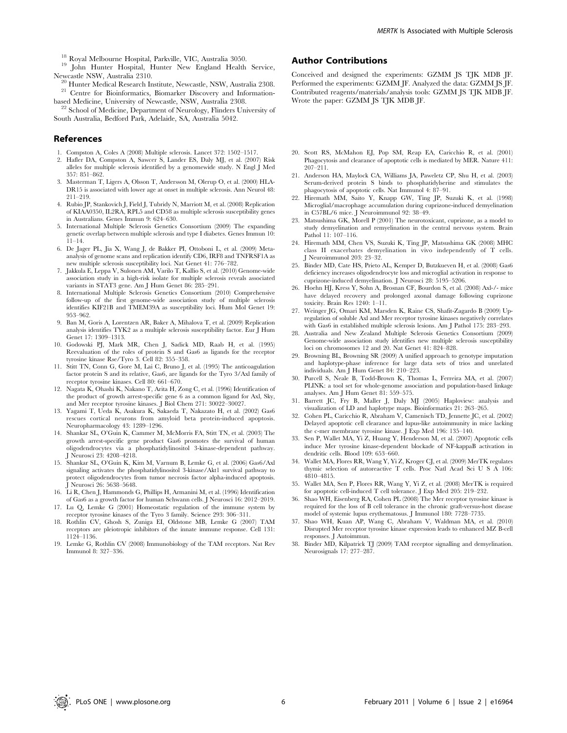[18] Royal Melbourne Hospital, Parkville, VIC, Australia 3050.

[19] John Hunter Hospital, Hunter New England Health Service, Newcastle NSW, Australia 2310.

[20] Hunter Medical Research Institute, Newcastle, NSW, Australia 2308.

[21] Centre for Bioinformatics, Biomarker Discovery and Information-based Medicine, University of Newcastle, NSW, Australia 2308.

[22] School of Medicine, Department of Neurology, Flinders University of South Australia, Bedford Park, Adelaide, SA, Australia 5042.

## Author Contributions

Conceived and designed the experiments: GZMM JS TJK MDB JF. Performed the experiments: GZMM JF. Analyzed the data: GZMM JS JF. Contributed reagents/materials/analysis tools: GZMM JS TJK MDB JF. Wrote the paper: GZMM JS TJK MDB JF.

## References

1. Compston A, Coles A (2008) Multiple sclerosis. Lancet 372: 1502–1517.
2. Hafler DA, Compston A, Sawcer S, Lander ES, Daly MJ, et al. (2007) Risk alleles for multiple sclerosis identified by a genomewide study. N Engl J Med 357: 851–862.
3. Masterman T, Ligers A, Olsson T, Andersson M, Olerup O, et al. (2000) HLA-DR15 is associated with lower age at onset in multiple sclerosis. Ann Neurol 48: 211–219.
4. Rubio JP, Stankovich J, Field J, Tubridy N, Marriott M, et al. (2008) Replication of KIAA0350, IL2RA, RPL5 and CD58 as multiple sclerosis susceptibility genes in Australians. Genes Immun 9: 624–630.
5. International Multiple Sclerosis Genetics Consortium (2009) The expanding genetic overlap between multiple sclerosis and type I diabetes. Genes Immun 10: 11–14.
6. De Jager PL, Jia X, Wang J, de Bakker PI, Ottoboni L, et al. (2009) Meta-analysis of genome scans and replication identify CD6, IRF8 and TNFRSF1A as new multiple sclerosis susceptibility loci. Nat Genet 41: 776–782.
7. Jakkula E, Leppa V, Sulonen AM, Varilo T, Kallio S, et al. (2010) Genome-wide association study in a high-risk isolate for multiple sclerosis reveals associated variants in STAT3 gene. Am J Hum Genet 86: 285–291.
8. International Multiple Sclerosis Genetics Consortium (2010) Comprehensive follow-up of the first genome-wide association study of multiple sclerosis identifies KIF21B and TMEM39A as susceptibility loci. Hum Mol Genet 19: 953–962.
9. Ban M, Goris A, Lorentzen AR, Baker A, Mihalova T, et al. (2009) Replication analysis identifies TYK2 as a multiple sclerosis susceptibility factor. Eur J Hum Genet 17: 1309–1313.
10. Godowski PJ, Mark MR, Chen J, Sadick MD, Raab H, et al. (1995) Reevaluation of the roles of protein S and Gas6 as ligands for the receptor tyrosine kinase Rse/Tyro 3. Cell 82: 355–358.
11. Stitt TN, Conn G, Gore M, Lai C, Bruno J, et al. (1995) The anticoagulation factor protein S and its relative, Gas6, are ligands for the Tyro 3/Axl family of receptor tyrosine kinases. Cell 80: 661–670.
12. Nagata K, Ohashi K, Nakano T, Arita H, Zong C, et al. (1996) Identification of the product of growth arrest-specific gene 6 as a common ligand for Axl, Sky, and Mer receptor tyrosine kinases. J Biol Chem 271: 30022–30027.
13. Yagami T, Ueda K, Asakura K, Sakaeda T, Nakazato H, et al. (2002) Gas6 rescues cortical neurons from amyloid beta protein-induced apoptosis. Neuropharmacology 43: 1289–1296.
14. Shankar SL, O'Guin K, Cammer M, McMorris FA, Stitt TN, et al. (2003) The growth arrest-specific gene product Gas6 promotes the survival of human oligodendrocytes via a phosphatidylinositol 3-kinase-dependent pathway. J Neurosci 23: 4208–4218.
15. Shankar SL, O'Guin K, Kim M, Varnum B, Lemke G, et al. (2006) Gas6/Axl signaling activates the phosphatidylinositol 3-kinase/Akt1 survival pathway to protect oligodendrocytes from tumor necrosis factor alpha-induced apoptosis. J Neurosci 26: 5638–5648.
16. Li R, Chen J, Hammonds G, Phillips H, Armanini M, et al. (1996) Identification of Gas6 as a growth factor for human Schwann cells. J Neurosci 16: 2012–2019.
17. Lu Q, Lemke G (2001) Homeostatic regulation of the immune system by receptor tyrosine kinases of the Tyro 3 family. Science 293: 306–311.
18. Rothlin CV, Ghosh S, Zuniga EI, Oldstone MB, Lemke G (2007) TAM receptors are pleiotropic inhibitors of the innate immune response. Cell 131: 1124–1136.
19. Lemke G, Rothlin CV (2008) Immunobiology of the TAM receptors. Nat Rev Immunol 8: 327–336.
20. Scott RS, McMahon EJ, Pop SM, Reap EA, Caricchio R, et al. (2001) Phagocytosis and clearance of apoptotic cells is mediated by MER. Nature 411: 207–211.
21. Anderson HA, Maylock CA, Williams JA, Paweletz CP, Shu H, et al. (2003) Serum-derived protein S binds to phosphatidylserine and stimulates the phagocytosis of apoptotic cells. Nat Immunol 4: 87–91.
22. Hiremath MM, Saito Y, Knapp GW, Ting JP, Suzuki K, et al. (1998) Microglial/macrophage accumulation during cuprizone-induced demyelination in C57BL/6 mice. J Neuroimmunol 92: 38–49.
23. Matsushima GK, Morell P (2001) The neurotoxicant, cuprizone, as a model to study demyelination and remyelination in the central nervous system. Brain Pathol 11: 107–116.
24. Hiremath MM, Chen VS, Suzuki K, Ting JP, Matsushima GK (2008) MHC class II exacerbates demyelination in vivo independently of T cells. J Neuroimmunol 203: 23–32.
25. Binder MD, Cate HS, Prieto AL, Kemper D, Butzkueven H, et al. (2008) Gas6 deficiency increases oligodendrocyte loss and microglial activation in response to cuprizone-induced demyelination. J Neurosci 28: 5195–5206.
26. Hoehn HJ, Kress Y, Sohn A, Brosnan CF, Bourdon S, et al. (2008) Axl-/- mice have delayed recovery and prolonged axonal damage following cuprizone toxicity. Brain Res 1240: 1–11.
27. Weinger JG, Omari KM, Marsden K, Raine CS, Shafit-Zagardo B (2009) Up-regulation of soluble Axl and Mer receptor tyrosine kinases negatively correlates with Gas6 in established multiple sclerosis lesions. Am J Pathol 175: 283–293.
28. Australia and New Zealand Multiple Sclerosis Genetics Consortium (2009) Genome-wide association study identifies new multiple sclerosis susceptibility loci on chromosomes 12 and 20. Nat Genet 41: 824–828.
29. Browning BL, Browning SR (2009) A unified approach to genotype imputation and haplotype-phase inference for large data sets of trios and unrelated individuals. Am J Hum Genet 84: 210–223.
30. Purcell S, Neale B, Todd-Brown K, Thomas L, Ferreira MA, et al. (2007) PLINK: a tool set for whole-genome association and population-based linkage analyses. Am J Hum Genet 81: 559–575.
31. Barrett JC, Fry B, Maller J, Daly MJ (2005) Haploview: analysis and visualization of LD and haplotype maps. Bioinformatics 21: 263–265.
32. Cohen PL, Caricchio R, Abraham V, Camenisch TD, Jennette JC, et al. (2002) Delayed apoptotic cell clearance and lupus-like autoimmunity in mice lacking the c-mer membrane tyrosine kinase. J Exp Med 196: 135–140.
33. Sen P, Wallet MA, Yi Z, Huang Y, Henderson M, et al. (2007) Apoptotic cells induce Mer tyrosine kinase-dependent blockade of NF-kappaB activation in dendritic cells. Blood 109: 653–660.
34. Wallet MA, Flores RR, Wang Y, Yi Z, Kroger CJ, et al. (2009) MerTK regulates thymic selection of autoreactive T cells. Proc Natl Acad Sci U S A 106: 4810–4815.
35. Wallet MA, Sen P, Flores RR, Wang Y, Yi Z, et al. (2008) MerTK is required for apoptotic cell-induced T cell tolerance. J Exp Med 205: 219–232.
36. Shao WH, Eisenberg RA, Cohen PL (2008) The Mer receptor tyrosine kinase is required for the loss of B cell tolerance in the chronic graft-versus-host disease model of systemic lupus erythematosus. J Immunol 180: 7728–7735.
37. Shao WH, Kuan AP, Wang C, Abraham V, Waldman MA, et al. (2010) Disrupted Mer receptor tyrosine kinase expression leads to enhanced MZ B-cell responses. J Autoimmun.
38. Binder MD, Kilpatrick TJ (2009) TAM receptor signalling and demyelination. Neurosignals 17: 277–287.